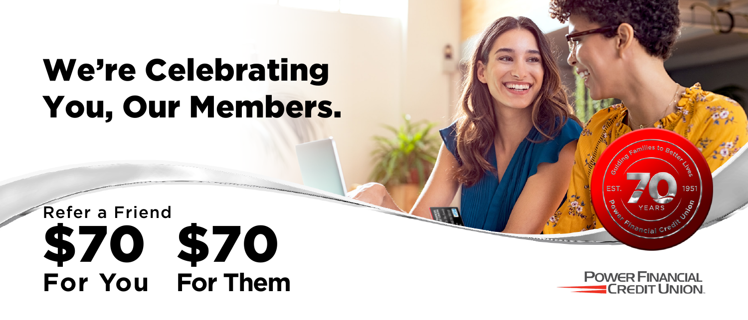# We're Celebrating You, Our Members.

Refer a Friend

**$70** For You **$70** For Them

Guiding Families to Better Lives

EST. 70 1951

YEARS

Power Financial Credit Union

POWER FINANCIAL CREDIT UNION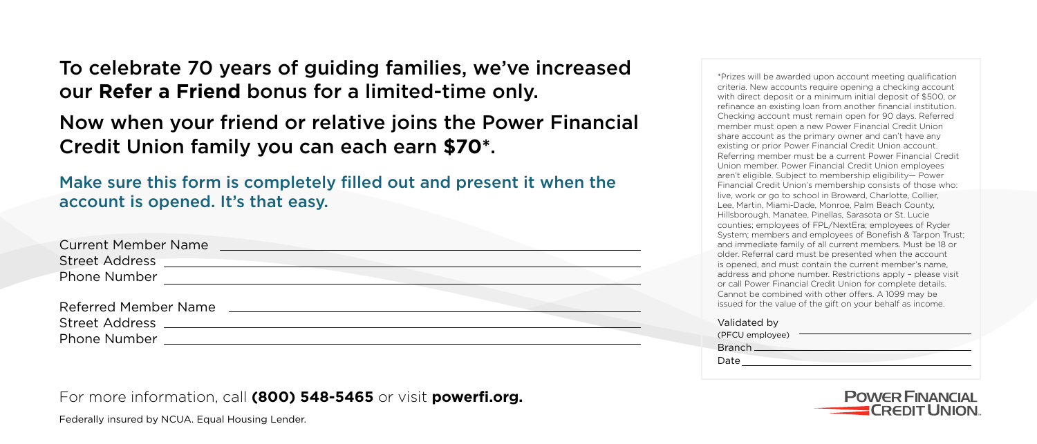To celebrate 70 years of guiding families, we've increased our **Refer a Friend** bonus for a limited-time only.

Now when your friend or relative joins the Power Financial Credit Union family you can each earn **$70***.

Make sure this form is completely filled out and present it when the account is opened. It's that easy.

Current Member Name \_\_\_\_\_\_\_\_\_\_\_\_\_\_\_\_\_\_\_\_\_\_\_\_\_\_\_\_\_\_

Street Address \_\_\_\_\_\_\_\_\_\_\_\_\_\_\_\_\_\_\_\_\_\_\_\_\_\_\_\_\_\_

Phone Number \_\_\_\_\_\_\_\_\_\_\_\_\_\_\_\_\_\_\_\_\_\_\_\_\_\_\_\_\_\_

Referred Member Name \_\_\_\_\_\_\_\_\_\_\_\_\_\_\_\_\_\_\_\_\_\_\_\_\_\_\_\_\_\_

Street Address \_\_\_\_\_\_\_\_\_\_\_\_\_\_\_\_\_\_\_\_\_\_\_\_\_\_\_\_\_\_

Phone Number \_\_\_\_\_\_\_\_\_\_\_\_\_\_\_\_\_\_\_\_\_\_\_\_\_\_\_\_\_\_

*Prizes will be awarded upon account meeting qualification criteria. New accounts require opening a checking account with direct deposit or a minimum initial deposit of $500, or refinance an existing loan from another financial institution. Checking account must remain open for 90 days. Referred member must open a new Power Financial Credit Union share account as the primary owner and can't have any existing or prior Power Financial Credit Union account. Referring member must be a current Power Financial Credit Union member. Power Financial Credit Union employees aren't eligible. Subject to membership eligibility— Power Financial Credit Union's membership consists of those who: live, work or go to school in Broward, Charlotte, Collier, Lee, Martin, Miami-Dade, Monroe, Palm Beach County, Hillsborough, Manatee, Pinellas, Sarasota or St. Lucie counties; employees of FPL/NextEra; employees of Ryder System; members and employees of Bonefish & Tarpon Trust; and immediate family of all current members. Must be 18 or older. Referral card must be presented when the account is opened, and must contain the current member's name, address and phone number. Restrictions apply – please visit or call Power Financial Credit Union for complete details. Cannot be combined with other offers. A 1099 may be issued for the value of the gift on your behalf as income.

Validated by (PFCU employee) \_\_\_\_\_\_\_\_\_\_\_\_\_\_\_\_\_\_\_\_

Branch \_\_\_\_\_\_\_\_\_\_\_\_\_\_\_\_\_\_\_\_

Date \_\_\_\_\_\_\_\_\_\_\_\_\_\_\_\_\_\_\_\_

For more information, call **(800) 548-5465** or visit **powerfi.org.**

Federally insured by NCUA. Equal Housing Lender.

POWER FINANCIAL CREDIT UNION